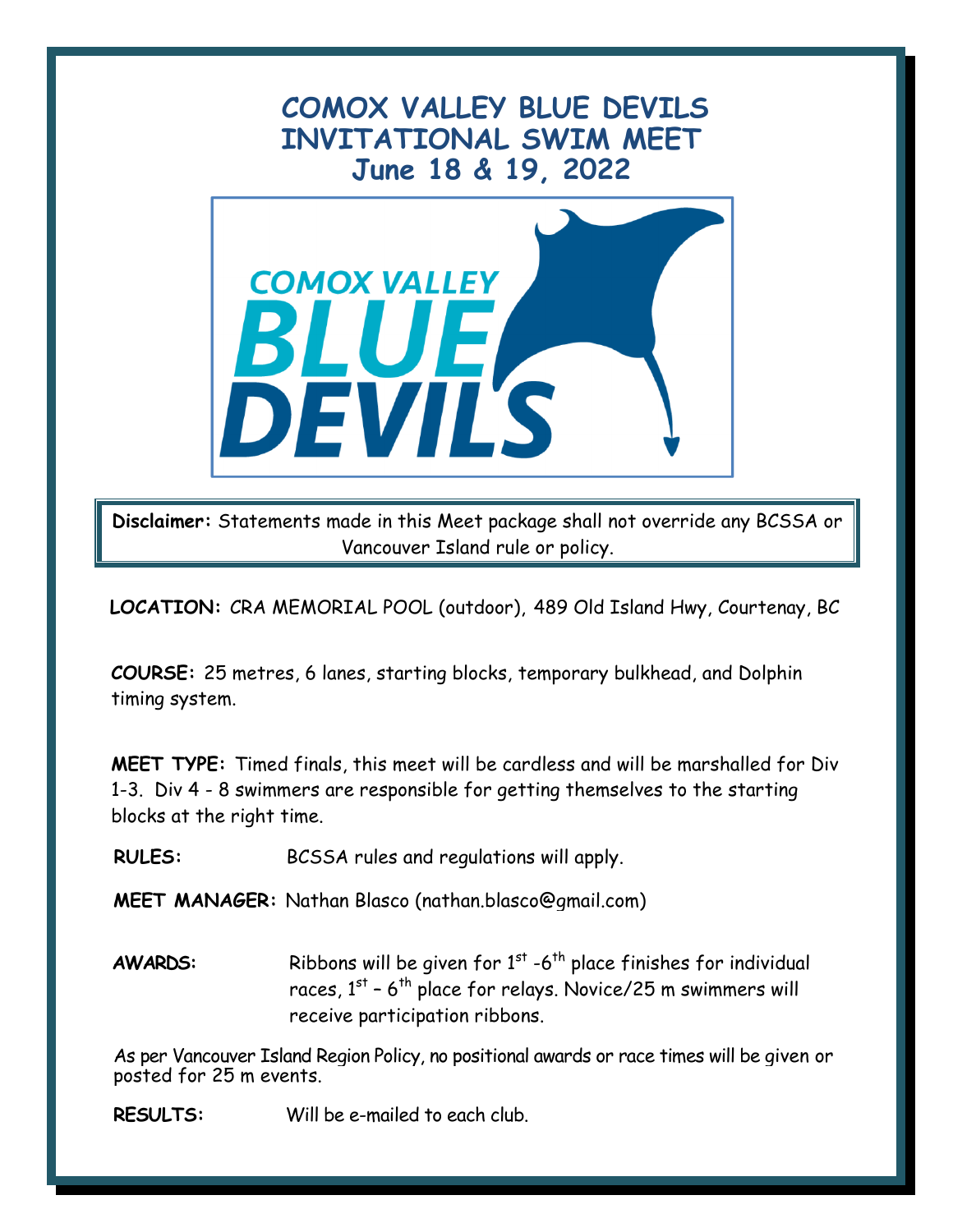# COMOX VALLEY BLUE DEVILS INVITATIONAL SWIM MEET

## June 18 & 19, 2022

COMOX VALLEY BLUE DEVILS

**Disclaimer:** Statements made in this Meet package shall not override any BCSSA or Vancouver Island rule or policy.

**LOCATION:** CRA MEMORIAL POOL (outdoor), 489 Old Island Hwy, Courtenay, BC

**COURSE:** 25 metres, 6 lanes, starting blocks, temporary bulkhead, and Dolphin timing system.

**MEET TYPE:** Timed finals, this meet will be cardless and will be marshalled for Div 1-3. Div 4 - 8 swimmers are responsible for getting themselves to the starting blocks at the right time.

**RULES:** BCSSA rules and regulations will apply.

**MEET MANAGER:** Nathan Blasco (nathan.blasco@gmail.com)

**AWARDS:** Ribbons will be given for 1st -6th place finishes for individual races, 1st – 6th place for relays. Novice/25 m swimmers will receive participation ribbons.

As per Vancouver Island Region Policy, no positional awards or race times will be given or posted for 25 m events.

**RESULTS:** Will be e-mailed to each club.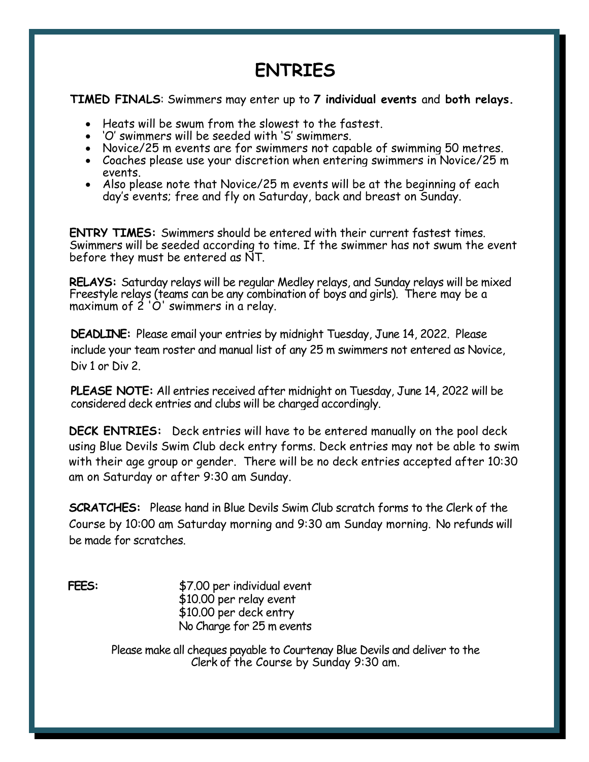# ENTRIES

**TIMED FINALS**: Swimmers may enter up to **7 individual events** and **both relays.**

- Heats will be swum from the slowest to the fastest.
- 'O' swimmers will be seeded with 'S' swimmers.
- Novice/25 m events are for swimmers not capable of swimming 50 metres.
- Coaches please use your discretion when entering swimmers in Novice/25 m events.
- Also please note that Novice/25 m events will be at the beginning of each day's events; free and fly on Saturday, back and breast on Sunday.

**ENTRY TIMES:** Swimmers should be entered with their current fastest times. Swimmers will be seeded according to time. If the swimmer has not swum the event before they must be entered as NT.

**RELAYS:** Saturday relays will be regular Medley relays, and Sunday relays will be mixed Freestyle relays (teams can be any combination of boys and girls). There may be a maximum of 2 'O' swimmers in a relay.

**DEADLINE:** Please email your entries by midnight Tuesday, June 14, 2022. Please include your team roster and manual list of any 25 m swimmers not entered as Novice, Div 1 or Div 2.

**PLEASE NOTE:** All entries received after midnight on Tuesday, June 14, 2022 will be considered deck entries and clubs will be charged accordingly.

**DECK ENTRIES:** Deck entries will have to be entered manually on the pool deck using Blue Devils Swim Club deck entry forms. Deck entries may not be able to swim with their age group or gender. There will be no deck entries accepted after 10:30 am on Saturday or after 9:30 am Sunday.

**SCRATCHES:** Please hand in Blue Devils Swim Club scratch forms to the Clerk of the Course by 10:00 am Saturday morning and 9:30 am Sunday morning. No refunds will be made for scratches.

**FEES:**

$7.00 per individual event
$10.00 per relay event
$10.00 per deck entry
No Charge for 25 m events

Please make all cheques payable to Courtenay Blue Devils and deliver to the Clerk of the Course by Sunday 9:30 am.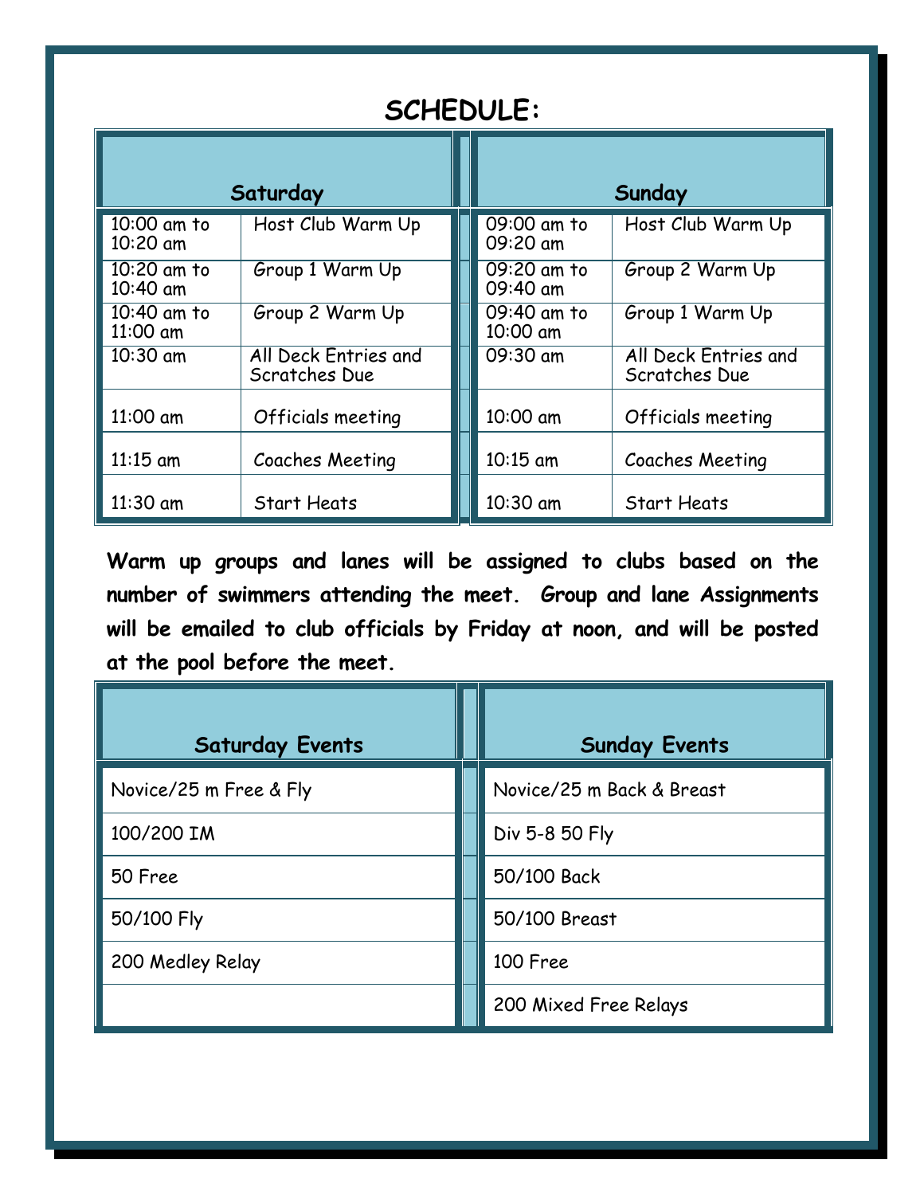# SCHEDULE:

| Saturday | | Sunday | |
|---|---|---|---|
| 10:00 am to 10:20 am | Host Club Warm Up | 09:00 am to 09:20 am | Host Club Warm Up |
| 10:20 am to 10:40 am | Group 1 Warm Up | 09:20 am to 09:40 am | Group 2 Warm Up |
| 10:40 am to 11:00 am | Group 2 Warm Up | 09:40 am to 10:00 am | Group 1 Warm Up |
| 10:30 am | All Deck Entries and Scratches Due | 09:30 am | All Deck Entries and Scratches Due |
| 11:00 am | Officials meeting | 10:00 am | Officials meeting |
| 11:15 am | Coaches Meeting | 10:15 am | Coaches Meeting |
| 11:30 am | Start Heats | 10:30 am | Start Heats |

**Warm up groups and lanes will be assigned to clubs based on the number of swimmers attending the meet. Group and lane Assignments will be emailed to club officials by Friday at noon, and will be posted at the pool before the meet.**

| Saturday Events | Sunday Events |
|---|---|
| Novice/25 m Free & Fly | Novice/25 m Back & Breast |
| 100/200 IM | Div 5-8 50 Fly |
| 50 Free | 50/100 Back |
| 50/100 Fly | 50/100 Breast |
| 200 Medley Relay | 100 Free |
| | 200 Mixed Free Relays |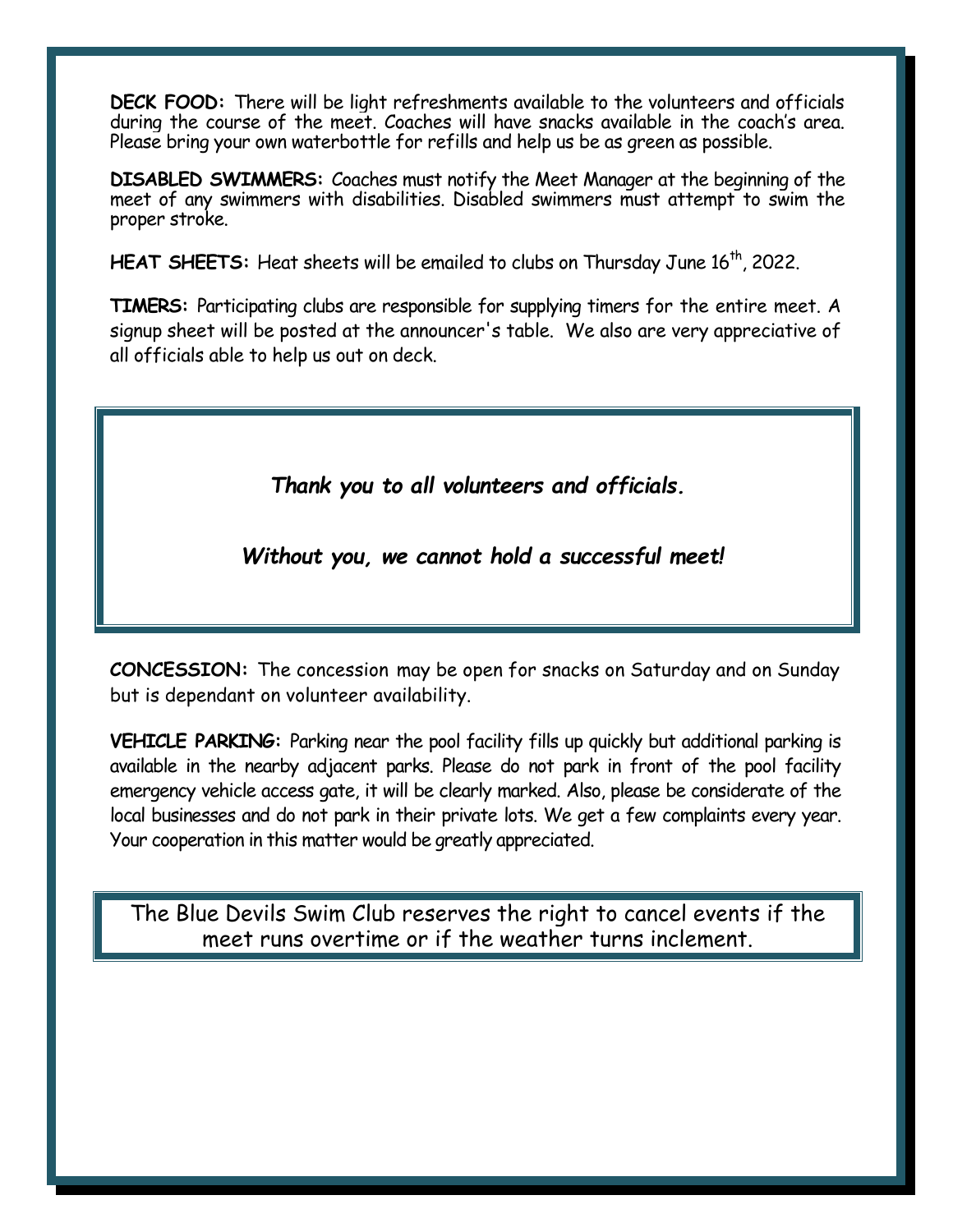**DECK FOOD:** There will be light refreshments available to the volunteers and officials during the course of the meet. Coaches will have snacks available in the coach's area. Please bring your own waterbottle for refills and help us be as green as possible.

**DISABLED SWIMMERS:** Coaches must notify the Meet Manager at the beginning of the meet of any swimmers with disabilities. Disabled swimmers must attempt to swim the proper stroke.

**HEAT SHEETS:** Heat sheets will be emailed to clubs on Thursday June 16th, 2022.

**TIMERS:** Participating clubs are responsible for supplying timers for the entire meet. A signup sheet will be posted at the announcer's table. We also are very appreciative of all officials able to help us out on deck.

***Thank you to all volunteers and officials.***

***Without you, we cannot hold a successful meet!***

**CONCESSION:** The concession may be open for snacks on Saturday and on Sunday but is dependant on volunteer availability.

**VEHICLE PARKING:** Parking near the pool facility fills up quickly but additional parking is available in the nearby adjacent parks. Please do not park in front of the pool facility emergency vehicle access gate, it will be clearly marked. Also, please be considerate of the local businesses and do not park in their private lots. We get a few complaints every year. Your cooperation in this matter would be greatly appreciated.

The Blue Devils Swim Club reserves the right to cancel events if the meet runs overtime or if the weather turns inclement.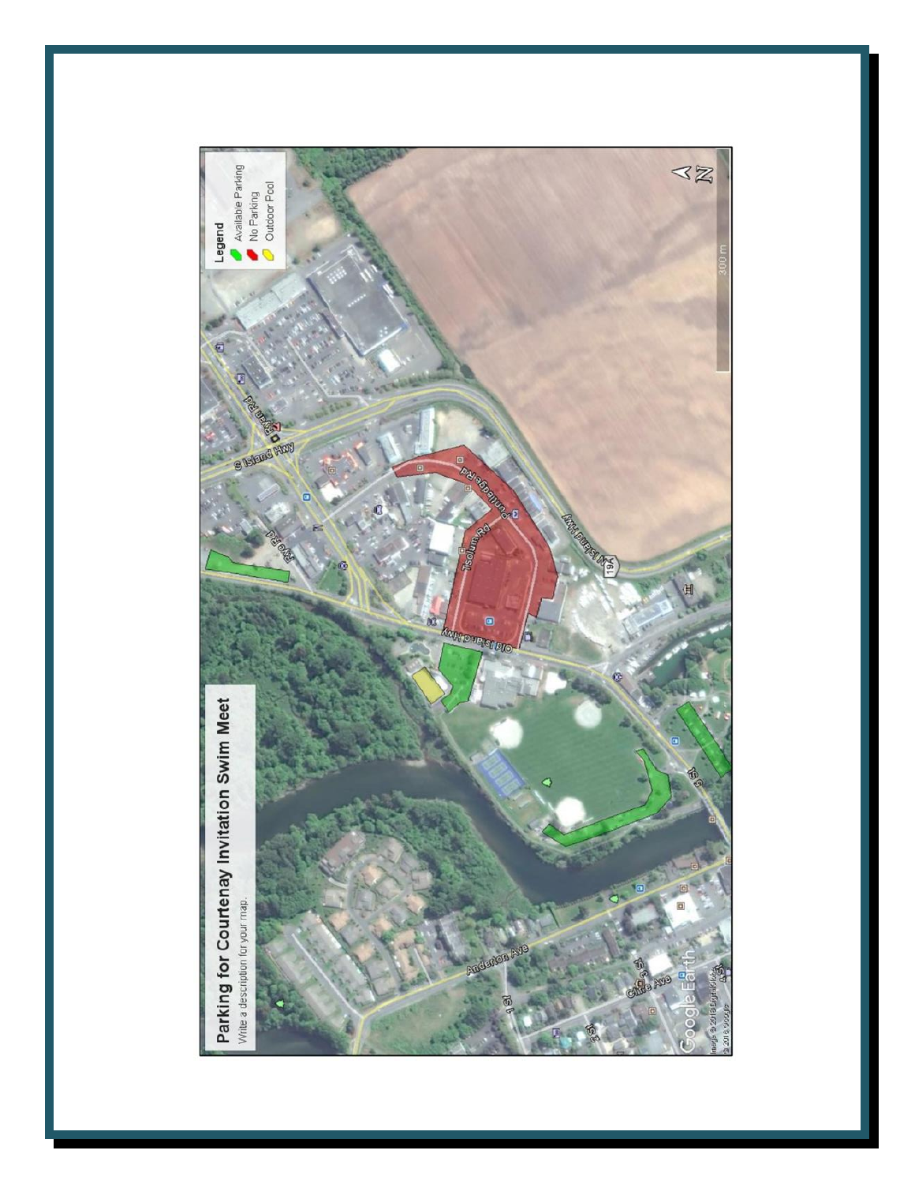# Parking for Courtenay Invitation Swim Meet

Write a description for your map.

**Legend**

- Available Parking
- No Parking
- Outdoor Pool

S Island Hwy

Ryan Rd

Rye Rd

Puntledge Rd

Tsolum Rd

Old Island Hwy

N Island Hwy

19A

Anderton Ave

1 St

3 St

Cliffe Ave

6 St

300 m

N

Google Earth

Image © 2018 DigitalGlobe

© 2018 Google